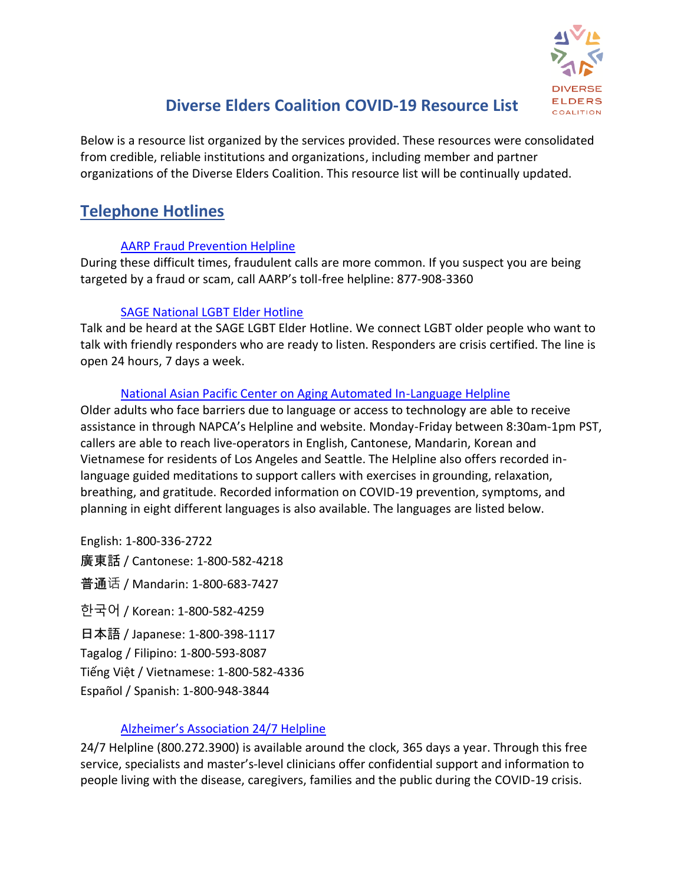# Diverse Elders Coalition COVID-19 Resource List

Below is a resource list organized by the services provided. These resources were consolidated from credible, reliable institutions and organizations, including member and partner organizations of the Diverse Elders Coalition. This resource list will be continually updated.

## Telephone Hotlines

### AARP Fraud Prevention Helpline

During these difficult times, fraudulent calls are more common. If you suspect you are being targeted by a fraud or scam, call AARP's toll-free helpline: 877-908-3360

### SAGE National LGBT Elder Hotline

Talk and be heard at the SAGE LGBT Elder Hotline. We connect LGBT older people who want to talk with friendly responders who are ready to listen. Responders are crisis certified. The line is open 24 hours, 7 days a week.

### National Asian Pacific Center on Aging Automated In-Language Helpline

Older adults who face barriers due to language or access to technology are able to receive assistance in through NAPCA's Helpline and website. Monday-Friday between 8:30am-1pm PST, callers are able to reach live-operators in English, Cantonese, Mandarin, Korean and Vietnamese for residents of Los Angeles and Seattle. The Helpline also offers recorded in-language guided meditations to support callers with exercises in grounding, relaxation, breathing, and gratitude. Recorded information on COVID-19 prevention, symptoms, and planning in eight different languages is also available. The languages are listed below.

English: 1-800-336-2722
廣東話 / Cantonese: 1-800-582-4218
普通话 / Mandarin: 1-800-683-7427
한국어 / Korean: 1-800-582-4259
日本語 / Japanese: 1-800-398-1117
Tagalog / Filipino: 1-800-593-8087
Tiếng Việt / Vietnamese: 1-800-582-4336
Español / Spanish: 1-800-948-3844

### Alzheimer's Association 24/7 Helpline

24/7 Helpline (800.272.3900) is available around the clock, 365 days a year. Through this free service, specialists and master's-level clinicians offer confidential support and information to people living with the disease, caregivers, families and the public during the COVID-19 crisis.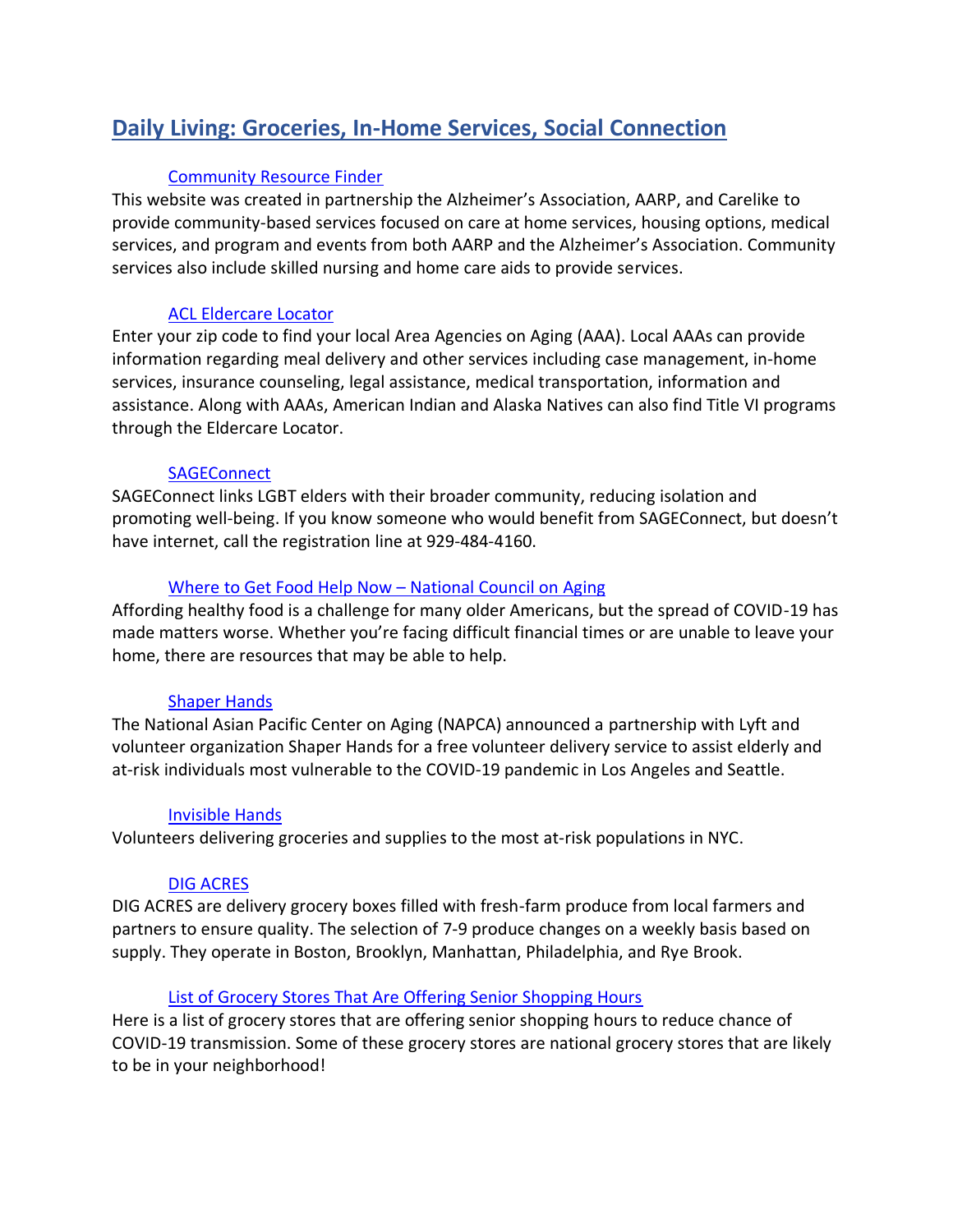## Daily Living: Groceries, In-Home Services, Social Connection

### Community Resource Finder

This website was created in partnership the Alzheimer's Association, AARP, and Carelike to provide community-based services focused on care at home services, housing options, medical services, and program and events from both AARP and the Alzheimer's Association. Community services also include skilled nursing and home care aids to provide services.

### ACL Eldercare Locator

Enter your zip code to find your local Area Agencies on Aging (AAA). Local AAAs can provide information regarding meal delivery and other services including case management, in-home services, insurance counseling, legal assistance, medical transportation, information and assistance. Along with AAAs, American Indian and Alaska Natives can also find Title VI programs through the Eldercare Locator.

### SAGEConnect

SAGEConnect links LGBT elders with their broader community, reducing isolation and promoting well-being. If you know someone who would benefit from SAGEConnect, but doesn't have internet, call the registration line at 929-484-4160.

### Where to Get Food Help Now – National Council on Aging

Affording healthy food is a challenge for many older Americans, but the spread of COVID-19 has made matters worse. Whether you're facing difficult financial times or are unable to leave your home, there are resources that may be able to help.

### Shaper Hands

The National Asian Pacific Center on Aging (NAPCA) announced a partnership with Lyft and volunteer organization Shaper Hands for a free volunteer delivery service to assist elderly and at-risk individuals most vulnerable to the COVID-19 pandemic in Los Angeles and Seattle.

### Invisible Hands

Volunteers delivering groceries and supplies to the most at-risk populations in NYC.

### DIG ACRES

DIG ACRES are delivery grocery boxes filled with fresh-farm produce from local farmers and partners to ensure quality. The selection of 7-9 produce changes on a weekly basis based on supply. They operate in Boston, Brooklyn, Manhattan, Philadelphia, and Rye Brook.

### List of Grocery Stores That Are Offering Senior Shopping Hours

Here is a list of grocery stores that are offering senior shopping hours to reduce chance of COVID-19 transmission. Some of these grocery stores are national grocery stores that are likely to be in your neighborhood!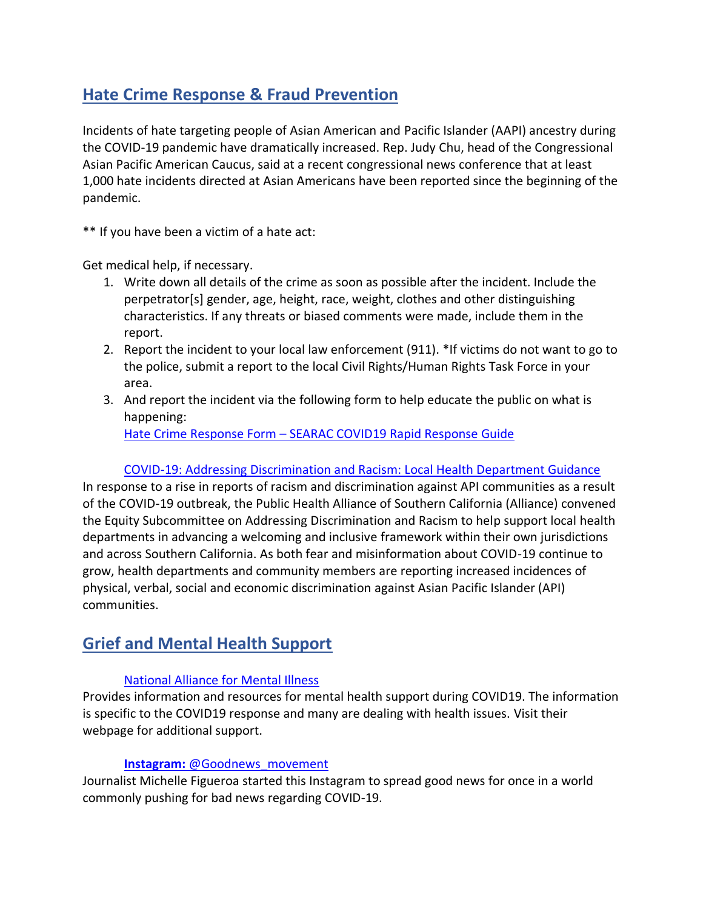## Hate Crime Response & Fraud Prevention

Incidents of hate targeting people of Asian American and Pacific Islander (AAPI) ancestry during the COVID-19 pandemic have dramatically increased. Rep. Judy Chu, head of the Congressional Asian Pacific American Caucus, said at a recent congressional news conference that at least 1,000 hate incidents directed at Asian Americans have been reported since the beginning of the pandemic.

** If you have been a victim of a hate act:

Get medical help, if necessary.

1. Write down all details of the crime as soon as possible after the incident. Include the perpetrator[s] gender, age, height, race, weight, clothes and other distinguishing characteristics. If any threats or biased comments were made, include them in the report.
2. Report the incident to your local law enforcement (911). *If victims do not want to go to the police, submit a report to the local Civil Rights/Human Rights Task Force in your area.
3. And report the incident via the following form to help educate the public on what is happening:
   Hate Crime Response Form – SEARAC COVID19 Rapid Response Guide

COVID-19: Addressing Discrimination and Racism: Local Health Department Guidance

In response to a rise in reports of racism and discrimination against API communities as a result of the COVID-19 outbreak, the Public Health Alliance of Southern California (Alliance) convened the Equity Subcommittee on Addressing Discrimination and Racism to help support local health departments in advancing a welcoming and inclusive framework within their own jurisdictions and across Southern California. As both fear and misinformation about COVID-19 continue to grow, health departments and community members are reporting increased incidences of physical, verbal, social and economic discrimination against Asian Pacific Islander (API) communities.

## Grief and Mental Health Support

National Alliance for Mental Illness

Provides information and resources for mental health support during COVID19. The information is specific to the COVID19 response and many are dealing with health issues. Visit their webpage for additional support.

**Instagram:** @Goodnews_movement

Journalist Michelle Figueroa started this Instagram to spread good news for once in a world commonly pushing for bad news regarding COVID-19.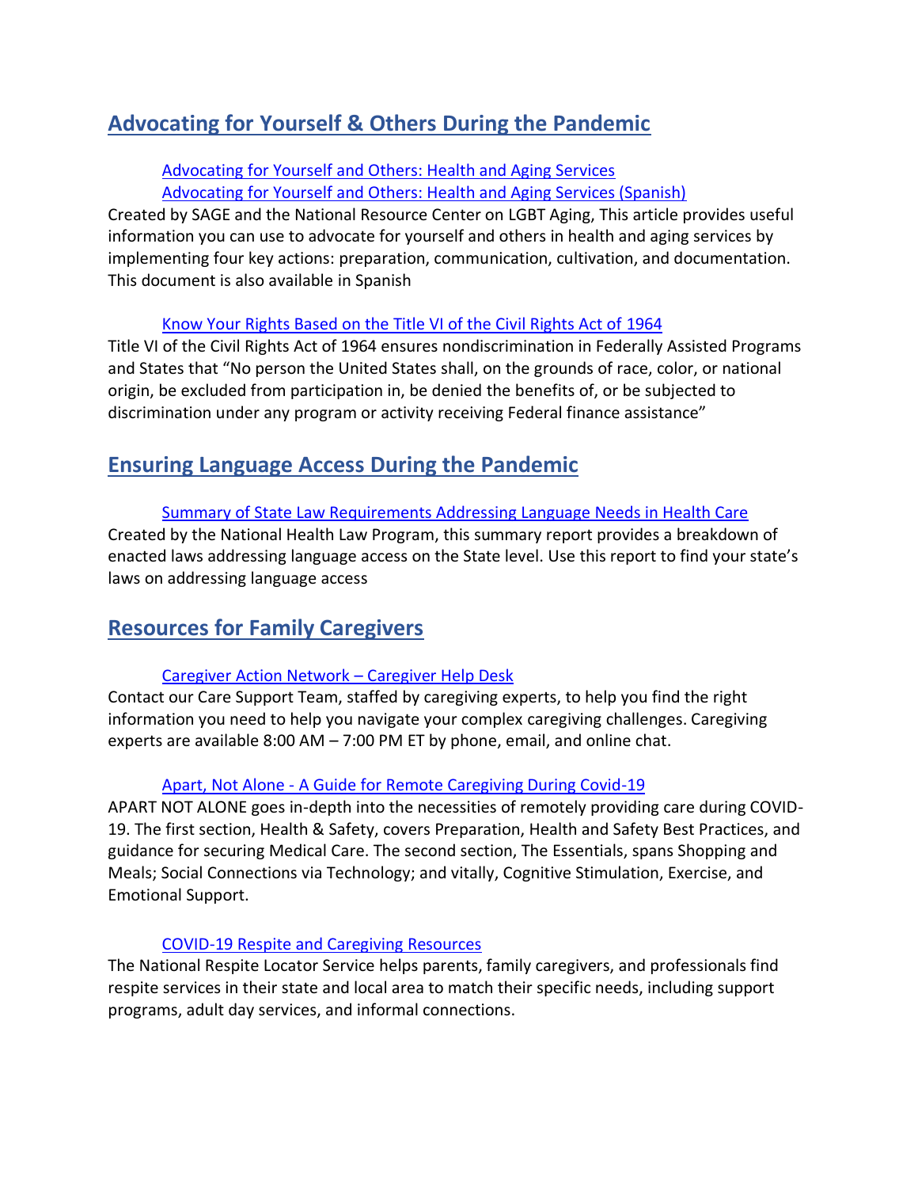## Advocating for Yourself & Others During the Pandemic

Advocating for Yourself and Others: Health and Aging Services
Advocating for Yourself and Others: Health and Aging Services (Spanish)

Created by SAGE and the National Resource Center on LGBT Aging, This article provides useful information you can use to advocate for yourself and others in health and aging services by implementing four key actions: preparation, communication, cultivation, and documentation. This document is also available in Spanish

Know Your Rights Based on the Title VI of the Civil Rights Act of 1964

Title VI of the Civil Rights Act of 1964 ensures nondiscrimination in Federally Assisted Programs and States that "No person the United States shall, on the grounds of race, color, or national origin, be excluded from participation in, be denied the benefits of, or be subjected to discrimination under any program or activity receiving Federal finance assistance"

## Ensuring Language Access During the Pandemic

Summary of State Law Requirements Addressing Language Needs in Health Care

Created by the National Health Law Program, this summary report provides a breakdown of enacted laws addressing language access on the State level. Use this report to find your state's laws on addressing language access

## Resources for Family Caregivers

Caregiver Action Network – Caregiver Help Desk

Contact our Care Support Team, staffed by caregiving experts, to help you find the right information you need to help you navigate your complex caregiving challenges. Caregiving experts are available 8:00 AM – 7:00 PM ET by phone, email, and online chat.

Apart, Not Alone - A Guide for Remote Caregiving During Covid-19

APART NOT ALONE goes in-depth into the necessities of remotely providing care during COVID-19. The first section, Health & Safety, covers Preparation, Health and Safety Best Practices, and guidance for securing Medical Care. The second section, The Essentials, spans Shopping and Meals; Social Connections via Technology; and vitally, Cognitive Stimulation, Exercise, and Emotional Support.

COVID-19 Respite and Caregiving Resources

The National Respite Locator Service helps parents, family caregivers, and professionals find respite services in their state and local area to match their specific needs, including support programs, adult day services, and informal connections.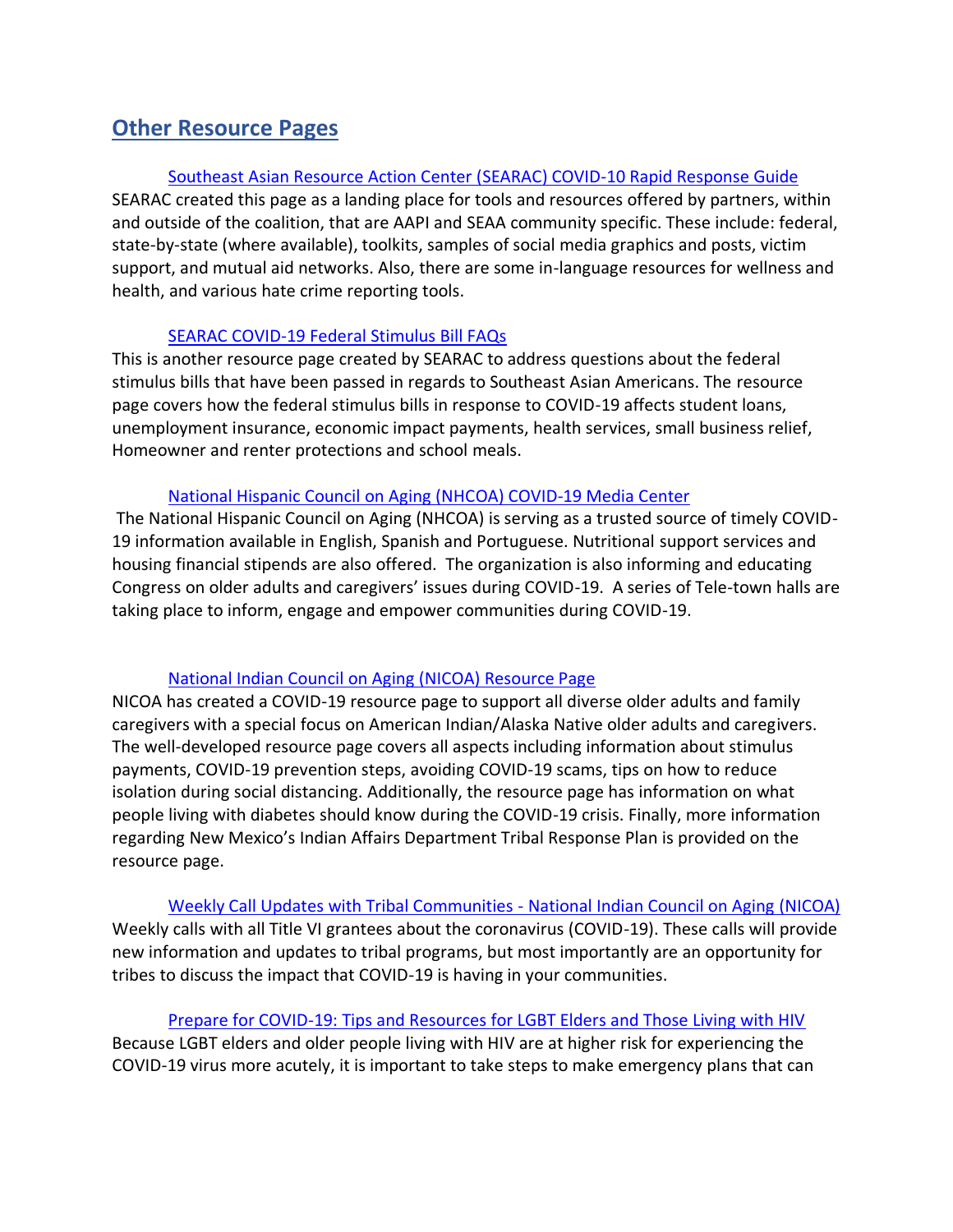## Other Resource Pages

[Southeast Asian Resource Action Center (SEARAC) COVID-10 Rapid Response Guide]
SEARAC created this page as a landing place for tools and resources offered by partners, within and outside of the coalition, that are AAPI and SEAA community specific. These include: federal, state-by-state (where available), toolkits, samples of social media graphics and posts, victim support, and mutual aid networks. Also, there are some in-language resources for wellness and health, and various hate crime reporting tools.

[SEARAC COVID-19 Federal Stimulus Bill FAQs]
This is another resource page created by SEARAC to address questions about the federal stimulus bills that have been passed in regards to Southeast Asian Americans. The resource page covers how the federal stimulus bills in response to COVID-19 affects student loans, unemployment insurance, economic impact payments, health services, small business relief, Homeowner and renter protections and school meals.

[National Hispanic Council on Aging (NHCOA) COVID-19 Media Center]
The National Hispanic Council on Aging (NHCOA) is serving as a trusted source of timely COVID-19 information available in English, Spanish and Portuguese. Nutritional support services and housing financial stipends are also offered. The organization is also informing and educating Congress on older adults and caregivers' issues during COVID-19. A series of Tele-town halls are taking place to inform, engage and empower communities during COVID-19.

[National Indian Council on Aging (NICOA) Resource Page]
NICOA has created a COVID-19 resource page to support all diverse older adults and family caregivers with a special focus on American Indian/Alaska Native older adults and caregivers. The well-developed resource page covers all aspects including information about stimulus payments, COVID-19 prevention steps, avoiding COVID-19 scams, tips on how to reduce isolation during social distancing. Additionally, the resource page has information on what people living with diabetes should know during the COVID-19 crisis. Finally, more information regarding New Mexico's Indian Affairs Department Tribal Response Plan is provided on the resource page.

[Weekly Call Updates with Tribal Communities - National Indian Council on Aging (NICOA)]
Weekly calls with all Title VI grantees about the coronavirus (COVID-19). These calls will provide new information and updates to tribal programs, but most importantly are an opportunity for tribes to discuss the impact that COVID-19 is having in your communities.

[Prepare for COVID-19: Tips and Resources for LGBT Elders and Those Living with HIV]
Because LGBT elders and older people living with HIV are at higher risk for experiencing the COVID-19 virus more acutely, it is important to take steps to make emergency plans that can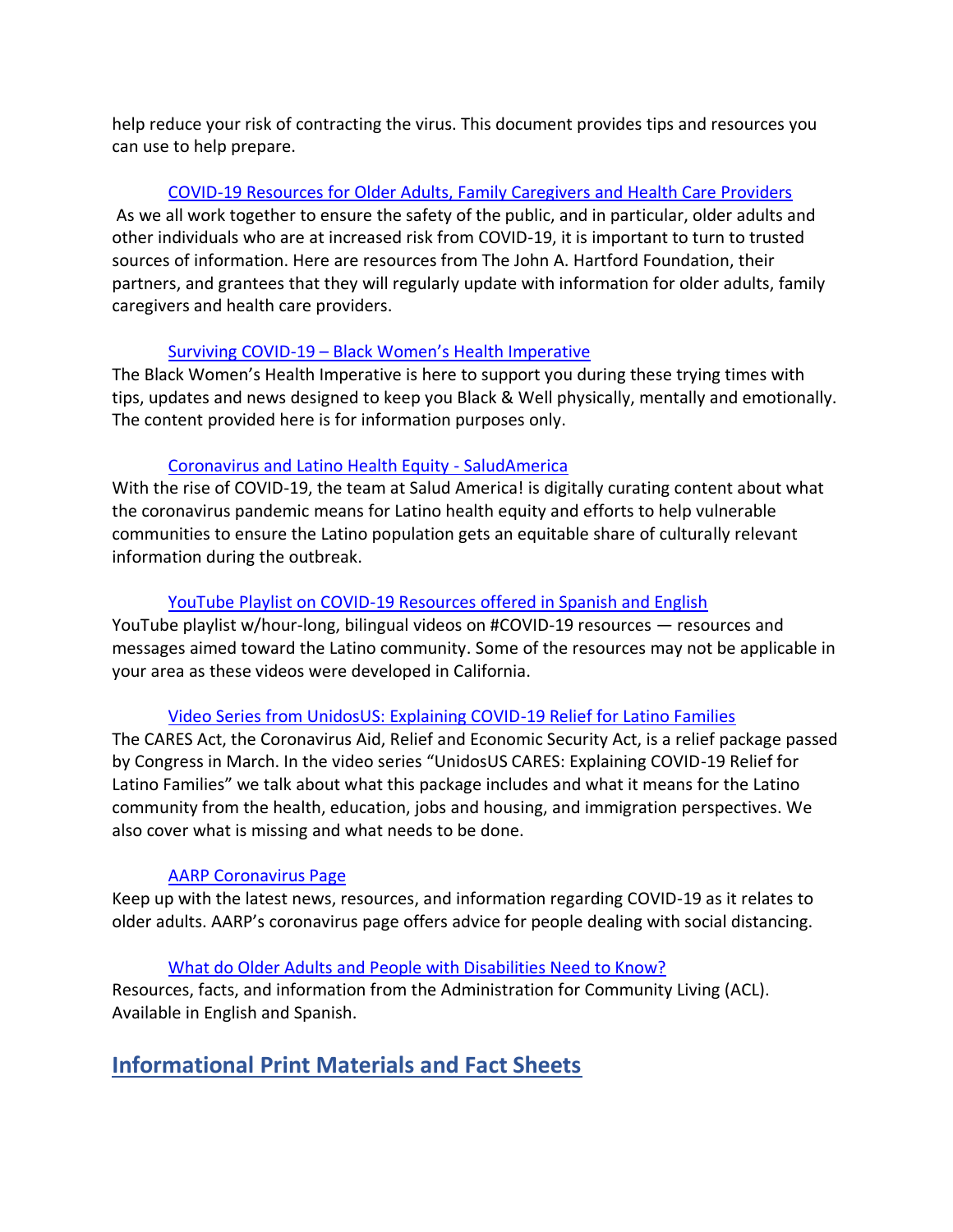help reduce your risk of contracting the virus. This document provides tips and resources you can use to help prepare.

[COVID-19 Resources for Older Adults, Family Caregivers and Health Care Providers]

As we all work together to ensure the safety of the public, and in particular, older adults and other individuals who are at increased risk from COVID-19, it is important to turn to trusted sources of information. Here are resources from The John A. Hartford Foundation, their partners, and grantees that they will regularly update with information for older adults, family caregivers and health care providers.

[Surviving COVID-19 – Black Women's Health Imperative]

The Black Women's Health Imperative is here to support you during these trying times with tips, updates and news designed to keep you Black & Well physically, mentally and emotionally. The content provided here is for information purposes only.

[Coronavirus and Latino Health Equity - SaludAmerica]

With the rise of COVID-19, the team at Salud America! is digitally curating content about what the coronavirus pandemic means for Latino health equity and efforts to help vulnerable communities to ensure the Latino population gets an equitable share of culturally relevant information during the outbreak.

[YouTube Playlist on COVID-19 Resources offered in Spanish and English]

YouTube playlist w/hour-long, bilingual videos on #COVID-19 resources — resources and messages aimed toward the Latino community. Some of the resources may not be applicable in your area as these videos were developed in California.

[Video Series from UnidosUS: Explaining COVID-19 Relief for Latino Families]

The CARES Act, the Coronavirus Aid, Relief and Economic Security Act, is a relief package passed by Congress in March. In the video series "UnidosUS CARES: Explaining COVID-19 Relief for Latino Families" we talk about what this package includes and what it means for the Latino community from the health, education, jobs and housing, and immigration perspectives. We also cover what is missing and what needs to be done.

[AARP Coronavirus Page]

Keep up with the latest news, resources, and information regarding COVID-19 as it relates to older adults. AARP's coronavirus page offers advice for people dealing with social distancing.

[What do Older Adults and People with Disabilities Need to Know?]

Resources, facts, and information from the Administration for Community Living (ACL). Available in English and Spanish.

## Informational Print Materials and Fact Sheets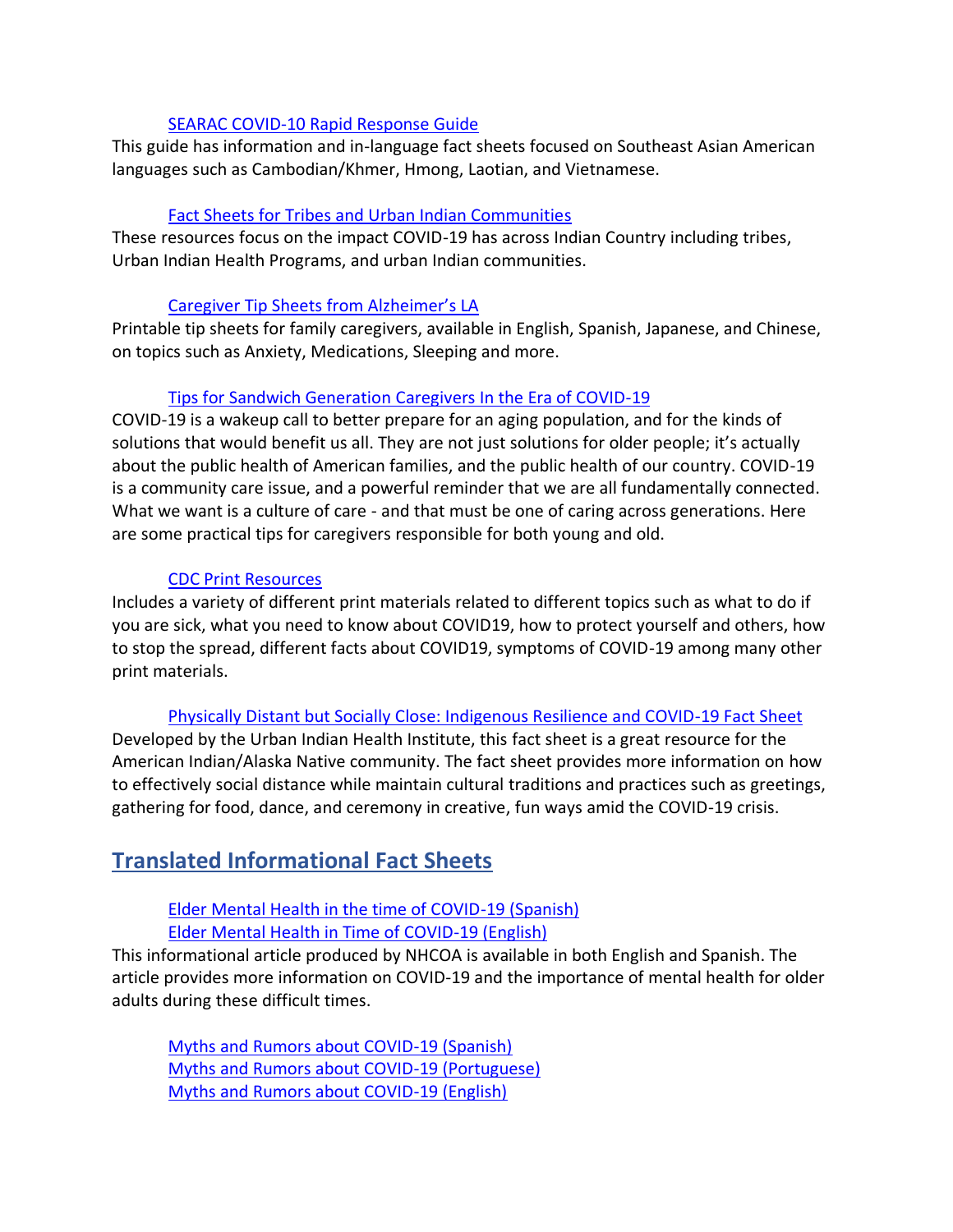[SEARAC COVID-10 Rapid Response Guide]

This guide has information and in-language fact sheets focused on Southeast Asian American languages such as Cambodian/Khmer, Hmong, Laotian, and Vietnamese.

[Fact Sheets for Tribes and Urban Indian Communities]

These resources focus on the impact COVID-19 has across Indian Country including tribes, Urban Indian Health Programs, and urban Indian communities.

[Caregiver Tip Sheets from Alzheimer's LA]

Printable tip sheets for family caregivers, available in English, Spanish, Japanese, and Chinese, on topics such as Anxiety, Medications, Sleeping and more.

[Tips for Sandwich Generation Caregivers In the Era of COVID-19]

COVID-19 is a wakeup call to better prepare for an aging population, and for the kinds of solutions that would benefit us all. They are not just solutions for older people; it's actually about the public health of American families, and the public health of our country. COVID-19 is a community care issue, and a powerful reminder that we are all fundamentally connected. What we want is a culture of care - and that must be one of caring across generations. Here are some practical tips for caregivers responsible for both young and old.

[CDC Print Resources]

Includes a variety of different print materials related to different topics such as what to do if you are sick, what you need to know about COVID19, how to protect yourself and others, how to stop the spread, different facts about COVID19, symptoms of COVID-19 among many other print materials.

[Physically Distant but Socially Close: Indigenous Resilience and COVID-19 Fact Sheet]

Developed by the Urban Indian Health Institute, this fact sheet is a great resource for the American Indian/Alaska Native community. The fact sheet provides more information on how to effectively social distance while maintain cultural traditions and practices such as greetings, gathering for food, dance, and ceremony in creative, fun ways amid the COVID-19 crisis.

## Translated Informational Fact Sheets

[Elder Mental Health in the time of COVID-19 (Spanish)]
[Elder Mental Health in Time of COVID-19 (English)]

This informational article produced by NHCOA is available in both English and Spanish. The article provides more information on COVID-19 and the importance of mental health for older adults during these difficult times.

[Myths and Rumors about COVID-19 (Spanish)]
[Myths and Rumors about COVID-19 (Portuguese)]
[Myths and Rumors about COVID-19 (English)]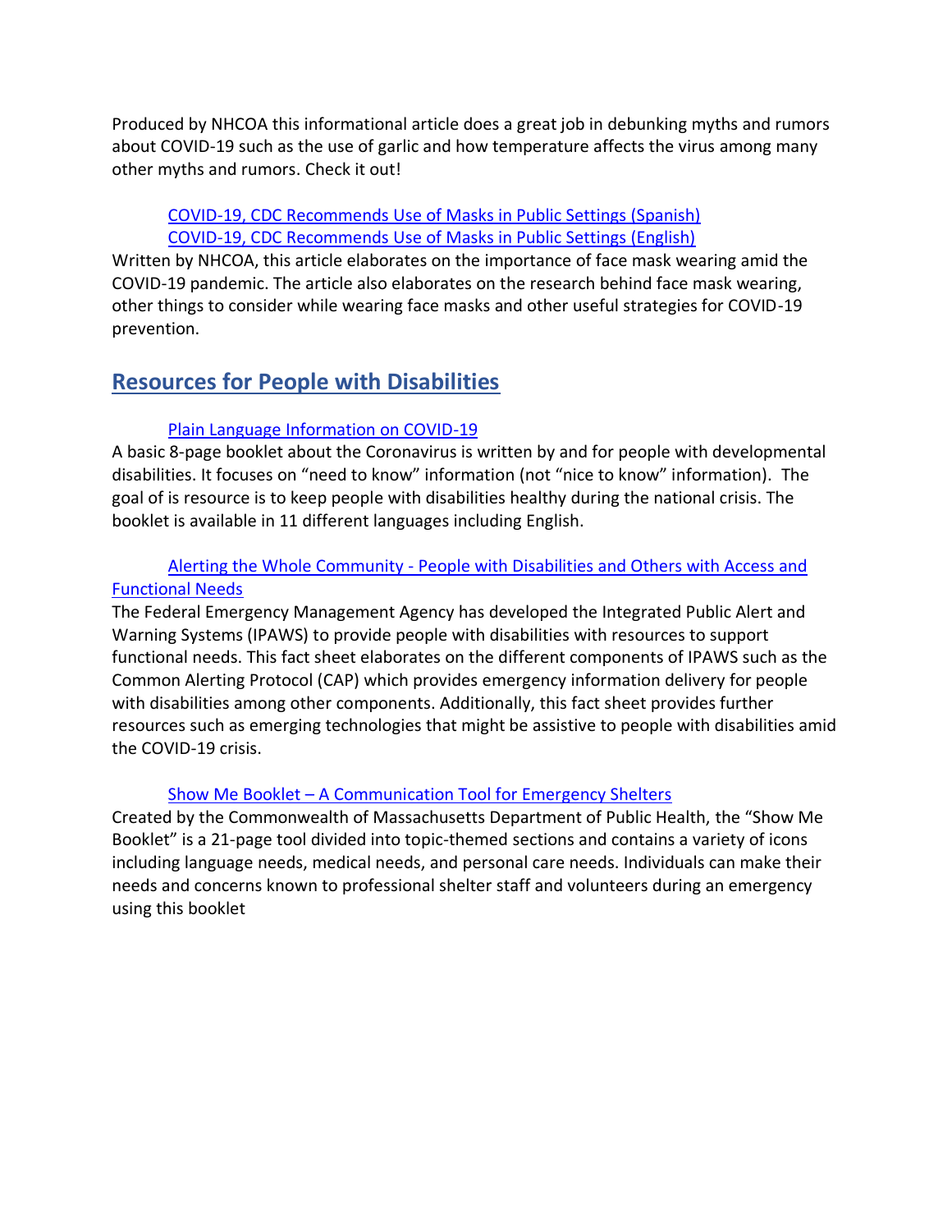Produced by NHCOA this informational article does a great job in debunking myths and rumors about COVID-19 such as the use of garlic and how temperature affects the virus among many other myths and rumors. Check it out!

COVID-19, CDC Recommends Use of Masks in Public Settings (Spanish)
COVID-19, CDC Recommends Use of Masks in Public Settings (English)

Written by NHCOA, this article elaborates on the importance of face mask wearing amid the COVID-19 pandemic. The article also elaborates on the research behind face mask wearing, other things to consider while wearing face masks and other useful strategies for COVID-19 prevention.

## Resources for People with Disabilities

Plain Language Information on COVID-19

A basic 8-page booklet about the Coronavirus is written by and for people with developmental disabilities. It focuses on "need to know" information (not "nice to know" information). The goal of is resource is to keep people with disabilities healthy during the national crisis. The booklet is available in 11 different languages including English.

Alerting the Whole Community - People with Disabilities and Others with Access and Functional Needs

The Federal Emergency Management Agency has developed the Integrated Public Alert and Warning Systems (IPAWS) to provide people with disabilities with resources to support functional needs. This fact sheet elaborates on the different components of IPAWS such as the Common Alerting Protocol (CAP) which provides emergency information delivery for people with disabilities among other components. Additionally, this fact sheet provides further resources such as emerging technologies that might be assistive to people with disabilities amid the COVID-19 crisis.

Show Me Booklet – A Communication Tool for Emergency Shelters

Created by the Commonwealth of Massachusetts Department of Public Health, the "Show Me Booklet" is a 21-page tool divided into topic-themed sections and contains a variety of icons including language needs, medical needs, and personal care needs. Individuals can make their needs and concerns known to professional shelter staff and volunteers during an emergency using this booklet